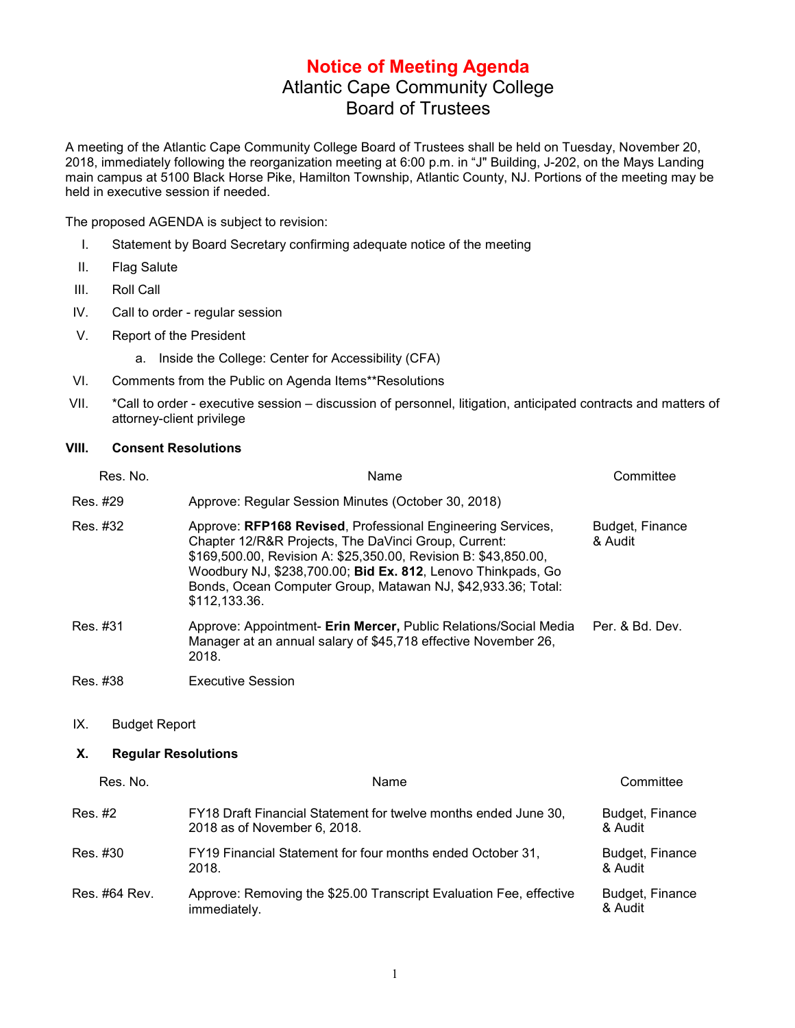# Notice of Meeting Agenda

## Atlantic Cape Community College
## Board of Trustees

A meeting of the Atlantic Cape Community College Board of Trustees shall be held on Tuesday, November 20, 2018, immediately following the reorganization meeting at 6:00 p.m. in "J" Building, J-202, on the Mays Landing main campus at 5100 Black Horse Pike, Hamilton Township, Atlantic County, NJ. Portions of the meeting may be held in executive session if needed.

The proposed AGENDA is subject to revision:

I. Statement by Board Secretary confirming adequate notice of the meeting

II. Flag Salute

III. Roll Call

IV. Call to order - regular session

V. Report of the President

   a. Inside the College: Center for Accessibility (CFA)

VI. Comments from the Public on Agenda Items**Resolutions

VII. *Call to order - executive session – discussion of personnel, litigation, anticipated contracts and matters of attorney-client privilege

**VIII. Consent Resolutions**

| Res. No. | Name | Committee |
|---|---|---|
| Res. #29 | Approve: Regular Session Minutes (October 30, 2018) | |
| Res. #32 | Approve: **RFP168 Revised**, Professional Engineering Services, Chapter 12/R&R Projects, The DaVinci Group, Current: $169,500.00, Revision A: $25,350.00, Revision B: $43,850.00, Woodbury NJ, $238,700.00; **Bid Ex. 812**, Lenovo Thinkpads, Go Bonds, Ocean Computer Group, Matawan NJ, $42,933.36; Total: $112,133.36. | Budget, Finance & Audit |
| Res. #31 | Approve: Appointment- **Erin Mercer,** Public Relations/Social Media Manager at an annual salary of $45,718 effective November 26, 2018. | Per. & Bd. Dev. |
| Res. #38 | Executive Session | |

IX. Budget Report

**X. Regular Resolutions**

| Res. No. | Name | Committee |
|---|---|---|
| Res. #2 | FY18 Draft Financial Statement for twelve months ended June 30, 2018 as of November 6, 2018. | Budget, Finance & Audit |
| Res. #30 | FY19 Financial Statement for four months ended October 31, 2018. | Budget, Finance & Audit |
| Res. #64 Rev. | Approve: Removing the $25.00 Transcript Evaluation Fee, effective immediately. | Budget, Finance & Audit |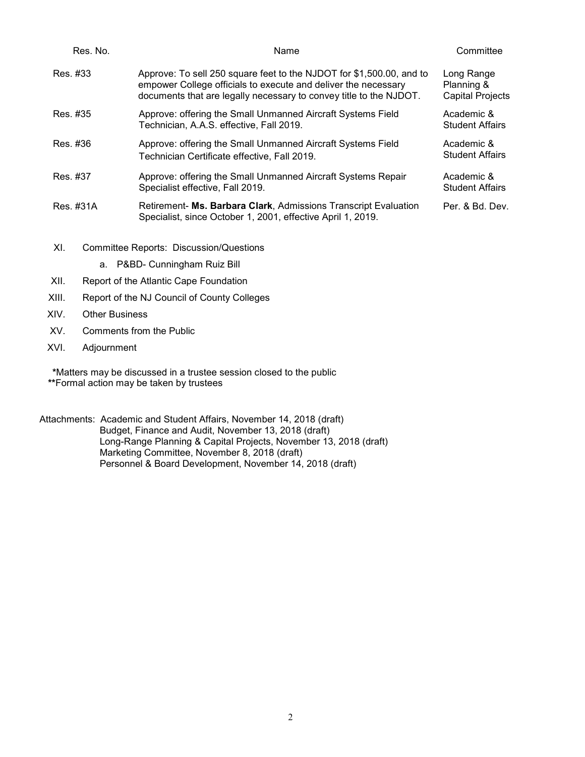| Res. No. | Name | Committee |
|---|---|---|
| Res. #33 | Approve: To sell 250 square feet to the NJDOT for $1,500.00, and to empower College officials to execute and deliver the necessary documents that are legally necessary to convey title to the NJDOT. | Long Range Planning & Capital Projects |
| Res. #35 | Approve: offering the Small Unmanned Aircraft Systems Field Technician, A.A.S. effective, Fall 2019. | Academic & Student Affairs |
| Res. #36 | Approve: offering the Small Unmanned Aircraft Systems Field Technician Certificate effective, Fall 2019. | Academic & Student Affairs |
| Res. #37 | Approve: offering the Small Unmanned Aircraft Systems Repair Specialist effective, Fall 2019. | Academic & Student Affairs |
| Res. #31A | Retirement- **Ms. Barbara Clark**, Admissions Transcript Evaluation Specialist, since October 1, 2001, effective April 1, 2019. | Per. & Bd. Dev. |

XI. Committee Reports: Discussion/Questions

  a. P&BD- Cunningham Ruiz Bill

XII. Report of the Atlantic Cape Foundation

XIII. Report of the NJ Council of County Colleges

XIV. Other Business

XV. Comments from the Public

XVI. Adjournment

**\***Matters may be discussed in a trustee session closed to the public
**\*\***Formal action may be taken by trustees

Attachments: Academic and Student Affairs, November 14, 2018 (draft)
Budget, Finance and Audit, November 13, 2018 (draft)
Long-Range Planning & Capital Projects, November 13, 2018 (draft)
Marketing Committee, November 8, 2018 (draft)
Personnel & Board Development, November 14, 2018 (draft)